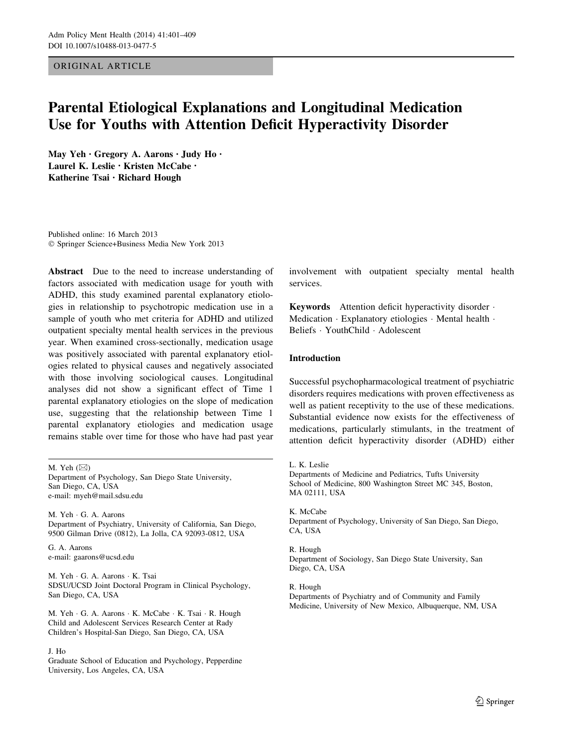ORIGINAL ARTICLE

# Parental Etiological Explanations and Longitudinal Medication Use for Youths with Attention Deficit Hyperactivity Disorder

**May Yeh · Gregory A. Aarons · Judy Ho · Laurel K. Leslie · Kristen McCabe · Katherine Tsai · Richard Hough**

Published online: 16 March 2013
© Springer Science+Business Media New York 2013

**Abstract** Due to the need to increase understanding of factors associated with medication usage for youth with ADHD, this study examined parental explanatory etiologies in relationship to psychotropic medication use in a sample of youth who met criteria for ADHD and utilized outpatient specialty mental health services in the previous year. When examined cross-sectionally, medication usage was positively associated with parental explanatory etiologies related to physical causes and negatively associated with those involving sociological causes. Longitudinal analyses did not show a significant effect of Time 1 parental explanatory etiologies on the slope of medication use, suggesting that the relationship between Time 1 parental explanatory etiologies and medication usage remains stable over time for those who have had past year involvement with outpatient specialty mental health services.

**Keywords** Attention deficit hyperactivity disorder · Medication · Explanatory etiologies · Mental health · Beliefs · YouthChild · Adolescent

## Introduction

Successful psychopharmacological treatment of psychiatric disorders requires medications with proven effectiveness as well as patient receptivity to the use of these medications. Substantial evidence now exists for the effectiveness of medications, particularly stimulants, in the treatment of attention deficit hyperactivity disorder (ADHD) either

---

M. Yeh (✉)
Department of Psychology, San Diego State University, San Diego, CA, USA
e-mail: myeh@mail.sdsu.edu

M. Yeh · G. A. Aarons
Department of Psychiatry, University of California, San Diego, 9500 Gilman Drive (0812), La Jolla, CA 92093-0812, USA

G. A. Aarons
e-mail: gaarons@ucsd.edu

M. Yeh · G. A. Aarons · K. Tsai
SDSU/UCSD Joint Doctoral Program in Clinical Psychology, San Diego, CA, USA

M. Yeh · G. A. Aarons · K. McCabe · K. Tsai · R. Hough
Child and Adolescent Services Research Center at Rady Children's Hospital-San Diego, San Diego, CA, USA

J. Ho
Graduate School of Education and Psychology, Pepperdine University, Los Angeles, CA, USA

L. K. Leslie
Departments of Medicine and Pediatrics, Tufts University School of Medicine, 800 Washington Street MC 345, Boston, MA 02111, USA

K. McCabe
Department of Psychology, University of San Diego, San Diego, CA, USA

R. Hough
Department of Sociology, San Diego State University, San Diego, CA, USA

R. Hough
Departments of Psychiatry and of Community and Family Medicine, University of New Mexico, Albuquerque, NM, USA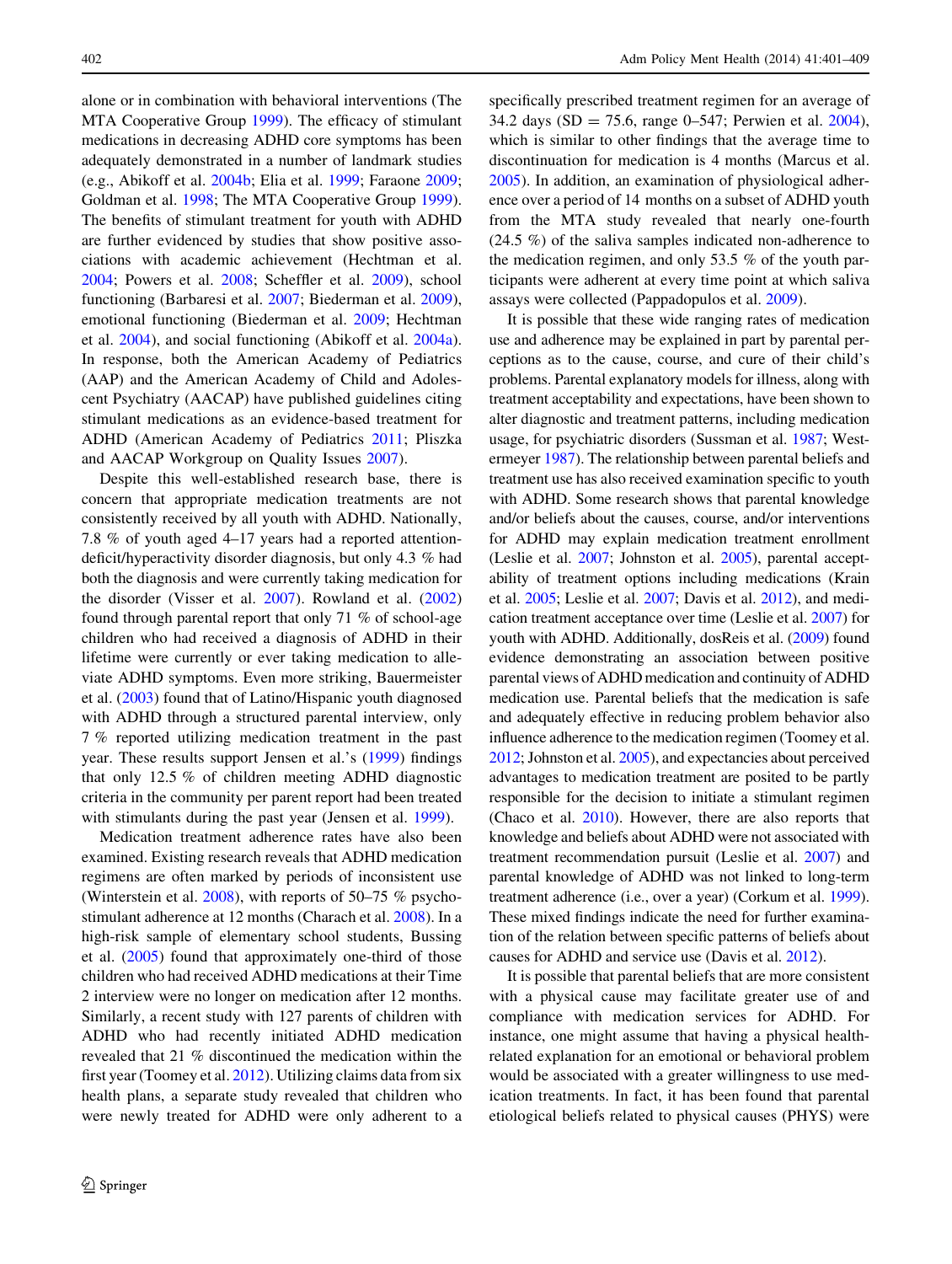alone or in combination with behavioral interventions (The MTA Cooperative Group 1999). The efficacy of stimulant medications in decreasing ADHD core symptoms has been adequately demonstrated in a number of landmark studies (e.g., Abikoff et al. 2004b; Elia et al. 1999; Faraone 2009; Goldman et al. 1998; The MTA Cooperative Group 1999). The benefits of stimulant treatment for youth with ADHD are further evidenced by studies that show positive associations with academic achievement (Hechtman et al. 2004; Powers et al. 2008; Scheffler et al. 2009), school functioning (Barbaresi et al. 2007; Biederman et al. 2009), emotional functioning (Biederman et al. 2009; Hechtman et al. 2004), and social functioning (Abikoff et al. 2004a). In response, both the American Academy of Pediatrics (AAP) and the American Academy of Child and Adolescent Psychiatry (AACAP) have published guidelines citing stimulant medications as an evidence-based treatment for ADHD (American Academy of Pediatrics 2011; Pliszka and AACAP Workgroup on Quality Issues 2007).

Despite this well-established research base, there is concern that appropriate medication treatments are not consistently received by all youth with ADHD. Nationally, 7.8 % of youth aged 4–17 years had a reported attention-deficit/hyperactivity disorder diagnosis, but only 4.3 % had both the diagnosis and were currently taking medication for the disorder (Visser et al. 2007). Rowland et al. (2002) found through parental report that only 71 % of school-age children who had received a diagnosis of ADHD in their lifetime were currently or ever taking medication to alleviate ADHD symptoms. Even more striking, Bauermeister et al. (2003) found that of Latino/Hispanic youth diagnosed with ADHD through a structured parental interview, only 7 % reported utilizing medication treatment in the past year. These results support Jensen et al.'s (1999) findings that only 12.5 % of children meeting ADHD diagnostic criteria in the community per parent report had been treated with stimulants during the past year (Jensen et al. 1999).

Medication treatment adherence rates have also been examined. Existing research reveals that ADHD medication regimens are often marked by periods of inconsistent use (Winterstein et al. 2008), with reports of 50–75 % psychostimulant adherence at 12 months (Charach et al. 2008). In a high-risk sample of elementary school students, Bussing et al. (2005) found that approximately one-third of those children who had received ADHD medications at their Time 2 interview were no longer on medication after 12 months. Similarly, a recent study with 127 parents of children with ADHD who had recently initiated ADHD medication revealed that 21 % discontinued the medication within the first year (Toomey et al. 2012). Utilizing claims data from six health plans, a separate study revealed that children who were newly treated for ADHD were only adherent to a specifically prescribed treatment regimen for an average of 34.2 days (SD = 75.6, range 0–547; Perwien et al. 2004), which is similar to other findings that the average time to discontinuation for medication is 4 months (Marcus et al. 2005). In addition, an examination of physiological adherence over a period of 14 months on a subset of ADHD youth from the MTA study revealed that nearly one-fourth (24.5 %) of the saliva samples indicated non-adherence to the medication regimen, and only 53.5 % of the youth participants were adherent at every time point at which saliva assays were collected (Pappadopulos et al. 2009).

It is possible that these wide ranging rates of medication use and adherence may be explained in part by parental perceptions as to the cause, course, and cure of their child's problems. Parental explanatory models for illness, along with treatment acceptability and expectations, have been shown to alter diagnostic and treatment patterns, including medication usage, for psychiatric disorders (Sussman et al. 1987; Westermeyer 1987). The relationship between parental beliefs and treatment use has also received examination specific to youth with ADHD. Some research shows that parental knowledge and/or beliefs about the causes, course, and/or interventions for ADHD may explain medication treatment enrollment (Leslie et al. 2007; Johnston et al. 2005), parental acceptability of treatment options including medications (Krain et al. 2005; Leslie et al. 2007; Davis et al. 2012), and medication treatment acceptance over time (Leslie et al. 2007) for youth with ADHD. Additionally, dosReis et al. (2009) found evidence demonstrating an association between positive parental views of ADHD medication and continuity of ADHD medication use. Parental beliefs that the medication is safe and adequately effective in reducing problem behavior also influence adherence to the medication regimen (Toomey et al. 2012; Johnston et al. 2005), and expectancies about perceived advantages to medication treatment are posited to be partly responsible for the decision to initiate a stimulant regimen (Chaco et al. 2010). However, there are also reports that knowledge and beliefs about ADHD were not associated with treatment recommendation pursuit (Leslie et al. 2007) and parental knowledge of ADHD was not linked to long-term treatment adherence (i.e., over a year) (Corkum et al. 1999). These mixed findings indicate the need for further examination of the relation between specific patterns of beliefs about causes for ADHD and service use (Davis et al. 2012).

It is possible that parental beliefs that are more consistent with a physical cause may facilitate greater use of and compliance with medication services for ADHD. For instance, one might assume that having a physical health-related explanation for an emotional or behavioral problem would be associated with a greater willingness to use medication treatments. In fact, it has been found that parental etiological beliefs related to physical causes (PHYS) were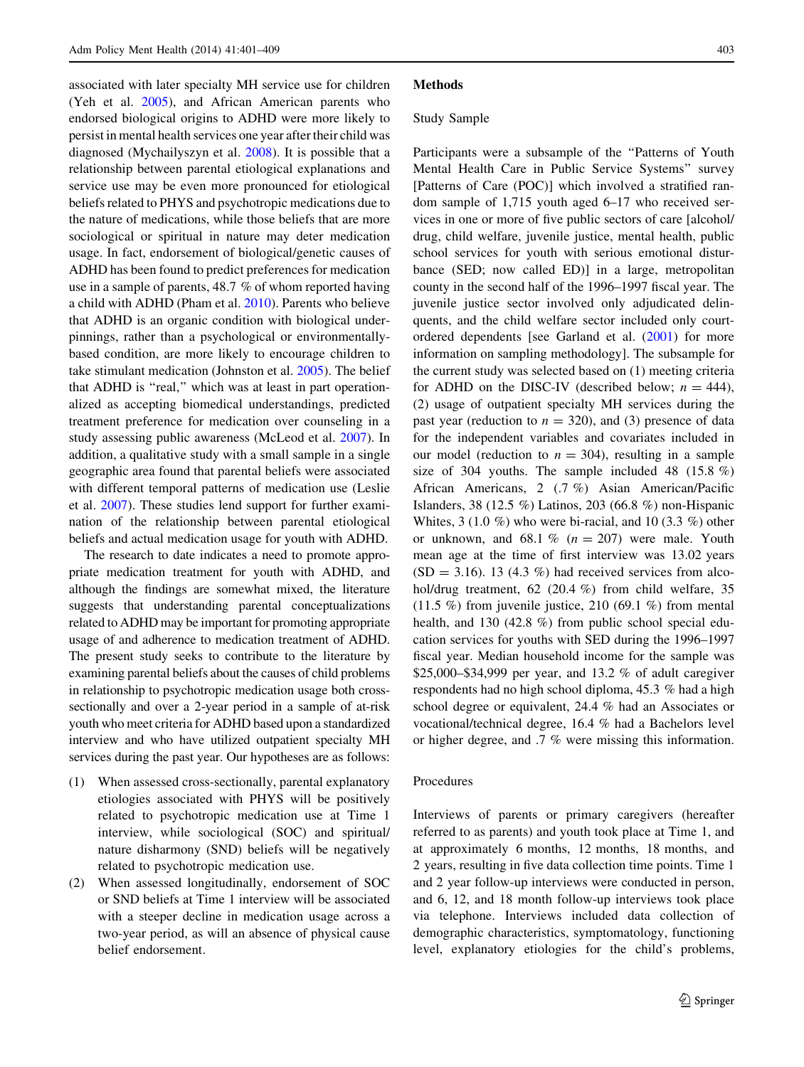associated with later specialty MH service use for children (Yeh et al. 2005), and African American parents who endorsed biological origins to ADHD were more likely to persist in mental health services one year after their child was diagnosed (Mychailyszyn et al. 2008). It is possible that a relationship between parental etiological explanations and service use may be even more pronounced for etiological beliefs related to PHYS and psychotropic medications due to the nature of medications, while those beliefs that are more sociological or spiritual in nature may deter medication usage. In fact, endorsement of biological/genetic causes of ADHD has been found to predict preferences for medication use in a sample of parents, 48.7 % of whom reported having a child with ADHD (Pham et al. 2010). Parents who believe that ADHD is an organic condition with biological underpinnings, rather than a psychological or environmentally-based condition, are more likely to encourage children to take stimulant medication (Johnston et al. 2005). The belief that ADHD is "real," which was at least in part operationalized as accepting biomedical understandings, predicted treatment preference for medication over counseling in a study assessing public awareness (McLeod et al. 2007). In addition, a qualitative study with a small sample in a single geographic area found that parental beliefs were associated with different temporal patterns of medication use (Leslie et al. 2007). These studies lend support for further examination of the relationship between parental etiological beliefs and actual medication usage for youth with ADHD.

The research to date indicates a need to promote appropriate medication treatment for youth with ADHD, and although the findings are somewhat mixed, the literature suggests that understanding parental conceptualizations related to ADHD may be important for promoting appropriate usage of and adherence to medication treatment of ADHD. The present study seeks to contribute to the literature by examining parental beliefs about the causes of child problems in relationship to psychotropic medication usage both cross-sectionally and over a 2-year period in a sample of at-risk youth who meet criteria for ADHD based upon a standardized interview and who have utilized outpatient specialty MH services during the past year. Our hypotheses are as follows:

1. When assessed cross-sectionally, parental explanatory etiologies associated with PHYS will be positively related to psychotropic medication use at Time 1 interview, while sociological (SOC) and spiritual/nature disharmony (SND) beliefs will be negatively related to psychotropic medication use.
2. When assessed longitudinally, endorsement of SOC or SND beliefs at Time 1 interview will be associated with a steeper decline in medication usage across a two-year period, as will an absence of physical cause belief endorsement.

## Methods

### Study Sample

Participants were a subsample of the "Patterns of Youth Mental Health Care in Public Service Systems" survey [Patterns of Care (POC)] which involved a stratified random sample of 1,715 youth aged 6–17 who received services in one or more of five public sectors of care [alcohol/drug, child welfare, juvenile justice, mental health, public school services for youth with serious emotional disturbance (SED; now called ED)] in a large, metropolitan county in the second half of the 1996–1997 fiscal year. The juvenile justice sector involved only adjudicated delinquents, and the child welfare sector included only court-ordered dependents [see Garland et al. (2001) for more information on sampling methodology]. The subsample for the current study was selected based on (1) meeting criteria for ADHD on the DISC-IV (described below; $n = 444$), (2) usage of outpatient specialty MH services during the past year (reduction to $n = 320$), and (3) presence of data for the independent variables and covariates included in our model (reduction to $n = 304$), resulting in a sample size of 304 youths. The sample included 48 (15.8 %) African Americans, 2 (.7 %) Asian American/Pacific Islanders, 38 (12.5 %) Latinos, 203 (66.8 %) non-Hispanic Whites, 3 (1.0 %) who were bi-racial, and 10 (3.3 %) other or unknown, and 68.1 % ($n = 207$) were male. Youth mean age at the time of first interview was 13.02 years (SD = 3.16). 13 (4.3 %) had received services from alcohol/drug treatment, 62 (20.4 %) from child welfare, 35 (11.5 %) from juvenile justice, 210 (69.1 %) from mental health, and 130 (42.8 %) from public school special education services for youths with SED during the 1996–1997 fiscal year. Median household income for the sample was \$25,000–\$34,999 per year, and 13.2 % of adult caregiver respondents had no high school diploma, 45.3 % had a high school degree or equivalent, 24.4 % had an Associates or vocational/technical degree, 16.4 % had a Bachelors level or higher degree, and .7 % were missing this information.

### Procedures

Interviews of parents or primary caregivers (hereafter referred to as parents) and youth took place at Time 1, and at approximately 6 months, 12 months, 18 months, and 2 years, resulting in five data collection time points. Time 1 and 2 year follow-up interviews were conducted in person, and 6, 12, and 18 month follow-up interviews took place via telephone. Interviews included data collection of demographic characteristics, symptomatology, functioning level, explanatory etiologies for the child's problems,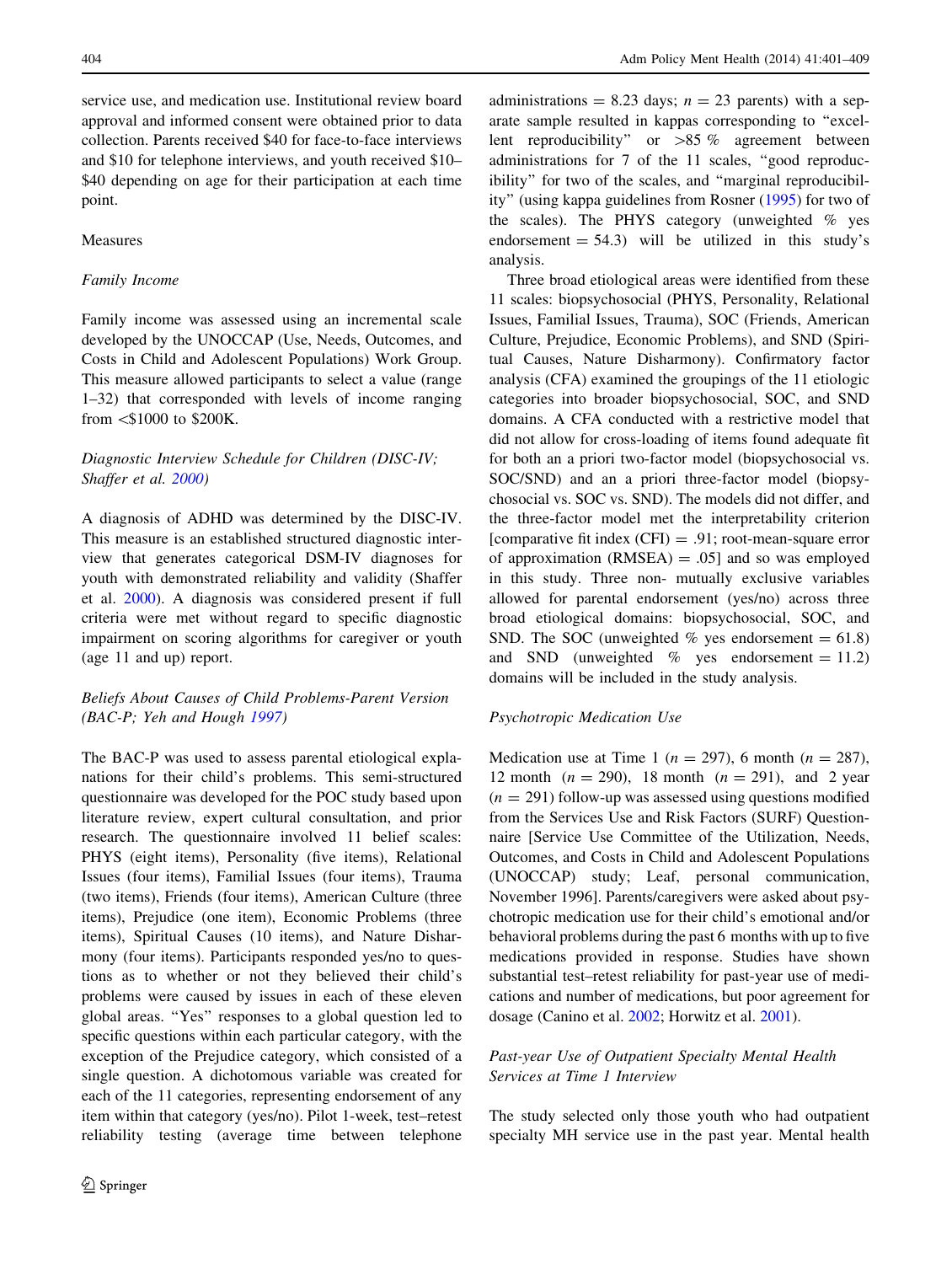service use, and medication use. Institutional review board approval and informed consent were obtained prior to data collection. Parents received $40 for face-to-face interviews and $10 for telephone interviews, and youth received $10–$40 depending on age for their participation at each time point.

### Measures

#### *Family Income*

Family income was assessed using an incremental scale developed by the UNOCCAP (Use, Needs, Outcomes, and Costs in Child and Adolescent Populations) Work Group. This measure allowed participants to select a value (range 1–32) that corresponded with levels of income ranging from <$1000 to $200K.

#### *Diagnostic Interview Schedule for Children (DISC-IV; Shaffer et al. 2000)*

A diagnosis of ADHD was determined by the DISC-IV. This measure is an established structured diagnostic interview that generates categorical DSM-IV diagnoses for youth with demonstrated reliability and validity (Shaffer et al. 2000). A diagnosis was considered present if full criteria were met without regard to specific diagnostic impairment on scoring algorithms for caregiver or youth (age 11 and up) report.

#### *Beliefs About Causes of Child Problems-Parent Version (BAC-P; Yeh and Hough 1997)*

The BAC-P was used to assess parental etiological explanations for their child's problems. This semi-structured questionnaire was developed for the POC study based upon literature review, expert cultural consultation, and prior research. The questionnaire involved 11 belief scales: PHYS (eight items), Personality (five items), Relational Issues (four items), Familial Issues (four items), Trauma (two items), Friends (four items), American Culture (three items), Prejudice (one item), Economic Problems (three items), Spiritual Causes (10 items), and Nature Disharmony (four items). Participants responded yes/no to questions as to whether or not they believed their child's problems were caused by issues in each of these eleven global areas. "Yes" responses to a global question led to specific questions within each particular category, with the exception of the Prejudice category, which consisted of a single question. A dichotomous variable was created for each of the 11 categories, representing endorsement of any item within that category (yes/no). Pilot 1-week, test–retest reliability testing (average time between telephone administrations = 8.23 days; $n = 23$ parents) with a separate sample resulted in kappas corresponding to "excellent reproducibility" or >85 % agreement between administrations for 7 of the 11 scales, "good reproducibility" for two of the scales, and "marginal reproducibility" (using kappa guidelines from Rosner (1995) for two of the scales). The PHYS category (unweighted % yes endorsement = 54.3) will be utilized in this study's analysis.

Three broad etiological areas were identified from these 11 scales: biopsychosocial (PHYS, Personality, Relational Issues, Familial Issues, Trauma), SOC (Friends, American Culture, Prejudice, Economic Problems), and SND (Spiritual Causes, Nature Disharmony). Confirmatory factor analysis (CFA) examined the groupings of the 11 etiologic categories into broader biopsychosocial, SOC, and SND domains. A CFA conducted with a restrictive model that did not allow for cross-loading of items found adequate fit for both an a priori two-factor model (biopsychosocial vs. SOC/SND) and an a priori three-factor model (biopsychosocial vs. SOC vs. SND). The models did not differ, and the three-factor model met the interpretability criterion [comparative fit index (CFI) = .91; root-mean-square error of approximation (RMSEA) = .05] and so was employed in this study. Three non- mutually exclusive variables allowed for parental endorsement (yes/no) across three broad etiological domains: biopsychosocial, SOC, and SND. The SOC (unweighted % yes endorsement = 61.8) and SND (unweighted % yes endorsement = 11.2) domains will be included in the study analysis.

#### *Psychotropic Medication Use*

Medication use at Time 1 ($n = 297$), 6 month ($n = 287$), 12 month ($n = 290$), 18 month ($n = 291$), and 2 year ($n = 291$) follow-up was assessed using questions modified from the Services Use and Risk Factors (SURF) Questionnaire [Service Use Committee of the Utilization, Needs, Outcomes, and Costs in Child and Adolescent Populations (UNOCCAP) study; Leaf, personal communication, November 1996]. Parents/caregivers were asked about psychotropic medication use for their child's emotional and/or behavioral problems during the past 6 months with up to five medications provided in response. Studies have shown substantial test–retest reliability for past-year use of medications and number of medications, but poor agreement for dosage (Canino et al. 2002; Horwitz et al. 2001).

#### *Past-year Use of Outpatient Specialty Mental Health Services at Time 1 Interview*

The study selected only those youth who had outpatient specialty MH service use in the past year. Mental health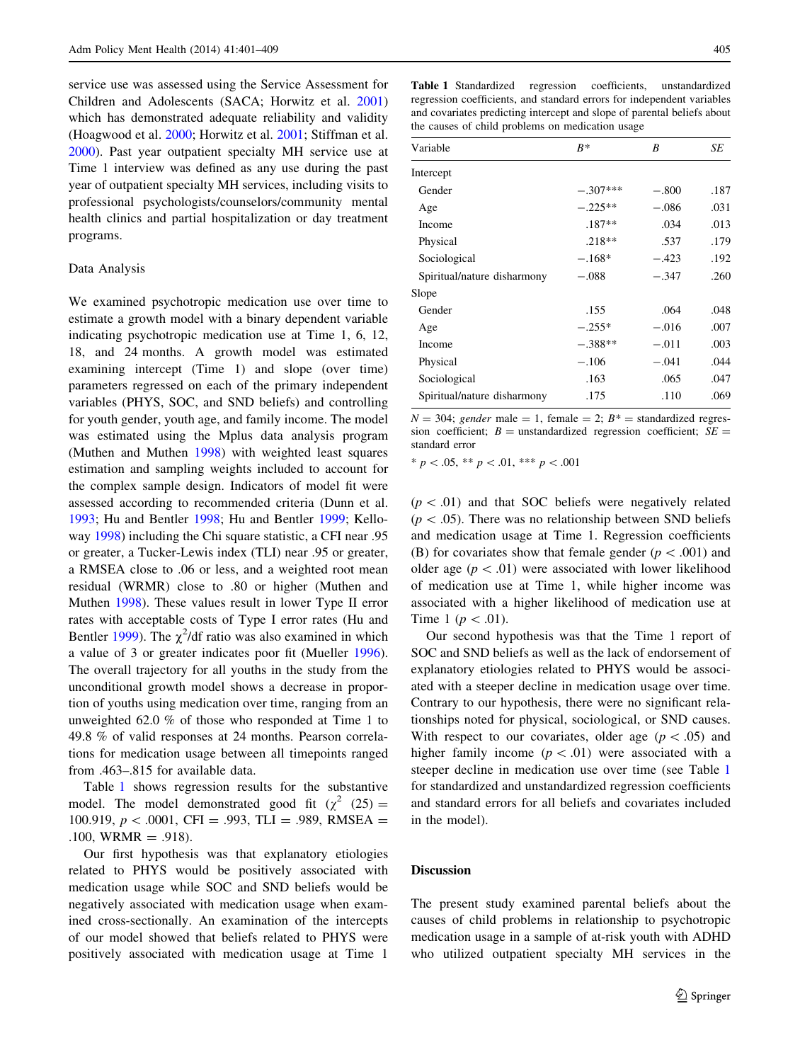service use was assessed using the Service Assessment for Children and Adolescents (SACA; Horwitz et al. 2001) which has demonstrated adequate reliability and validity (Hoagwood et al. 2000; Horwitz et al. 2001; Stiffman et al. 2000). Past year outpatient specialty MH service use at Time 1 interview was defined as any use during the past year of outpatient specialty MH services, including visits to professional psychologists/counselors/community mental health clinics and partial hospitalization or day treatment programs.

### Data Analysis

We examined psychotropic medication use over time to estimate a growth model with a binary dependent variable indicating psychotropic medication use at Time 1, 6, 12, 18, and 24 months. A growth model was estimated examining intercept (Time 1) and slope (over time) parameters regressed on each of the primary independent variables (PHYS, SOC, and SND beliefs) and controlling for youth gender, youth age, and family income. The model was estimated using the Mplus data analysis program (Muthen and Muthen 1998) with weighted least squares estimation and sampling weights included to account for the complex sample design. Indicators of model fit were assessed according to recommended criteria (Dunn et al. 1993; Hu and Bentler 1998; Hu and Bentler 1999; Kelloway 1998) including the Chi square statistic, a CFI near .95 or greater, a Tucker-Lewis index (TLI) near .95 or greater, a RMSEA close to .06 or less, and a weighted root mean residual (WRMR) close to .80 or higher (Muthen and Muthen 1998). These values result in lower Type II error rates with acceptable costs of Type I error rates (Hu and Bentler 1999). The $\chi^2$/df ratio was also examined in which a value of 3 or greater indicates poor fit (Mueller 1996). The overall trajectory for all youths in the study from the unconditional growth model shows a decrease in proportion of youths using medication over time, ranging from an unweighted 62.0 % of those who responded at Time 1 to 49.8 % of valid responses at 24 months. Pearson correlations for medication usage between all timepoints ranged from .463–.815 for available data.

Table 1 shows regression results for the substantive model. The model demonstrated good fit ($\chi^2$ (25) = 100.919, $p < .0001$, CFI = .993, TLI = .989, RMSEA = .100, WRMR = .918).

Our first hypothesis was that explanatory etiologies related to PHYS would be positively associated with medication usage while SOC and SND beliefs would be negatively associated with medication usage when examined cross-sectionally. An examination of the intercepts of our model showed that beliefs related to PHYS were positively associated with medication usage at Time 1 ($p < .01$) and that SOC beliefs were negatively related ($p < .05$). There was no relationship between SND beliefs and medication usage at Time 1. Regression coefficients (B) for covariates show that female gender ($p < .001$) and older age ($p < .01$) were associated with lower likelihood of medication use at Time 1, while higher income was associated with a higher likelihood of medication use at Time 1 ($p < .01$).

Our second hypothesis was that the Time 1 report of SOC and SND beliefs as well as the lack of endorsement of explanatory etiologies related to PHYS would be associated with a steeper decline in medication usage over time. Contrary to our hypothesis, there were no significant relationships noted for physical, sociological, or SND causes. With respect to our covariates, older age ($p < .05$) and higher family income ($p < .01$) were associated with a steeper decline in medication use over time (see Table 1 for standardized and unstandardized regression coefficients and standard errors for all beliefs and covariates included in the model).

**Table 1** Standardized regression coefficients, unstandardized regression coefficients, and standard errors for independent variables and covariates predicting intercept and slope of parental beliefs about the causes of child problems on medication usage

| Variable | B* | B | SE |
|---|---|---|---|
| Intercept | | | |
| Gender | −.307*** | −.800 | .187 |
| Age | −.225** | −.086 | .031 |
| Income | .187** | .034 | .013 |
| Physical | .218** | .537 | .179 |
| Sociological | −.168* | −.423 | .192 |
| Spiritual/nature disharmony | −.088 | −.347 | .260 |
| Slope | | | |
| Gender | .155 | .064 | .048 |
| Age | −.255* | −.016 | .007 |
| Income | −.388** | −.011 | .003 |
| Physical | −.106 | −.041 | .044 |
| Sociological | .163 | .065 | .047 |
| Spiritual/nature disharmony | .175 | .110 | .069 |

N = 304; *gender* male = 1, female = 2; *B** = standardized regression coefficient; *B* = unstandardized regression coefficient; *SE* = standard error

* $p < .05$, ** $p < .01$, *** $p < .001$

## Discussion

The present study examined parental beliefs about the causes of child problems in relationship to psychotropic medication usage in a sample of at-risk youth with ADHD who utilized outpatient specialty MH services in the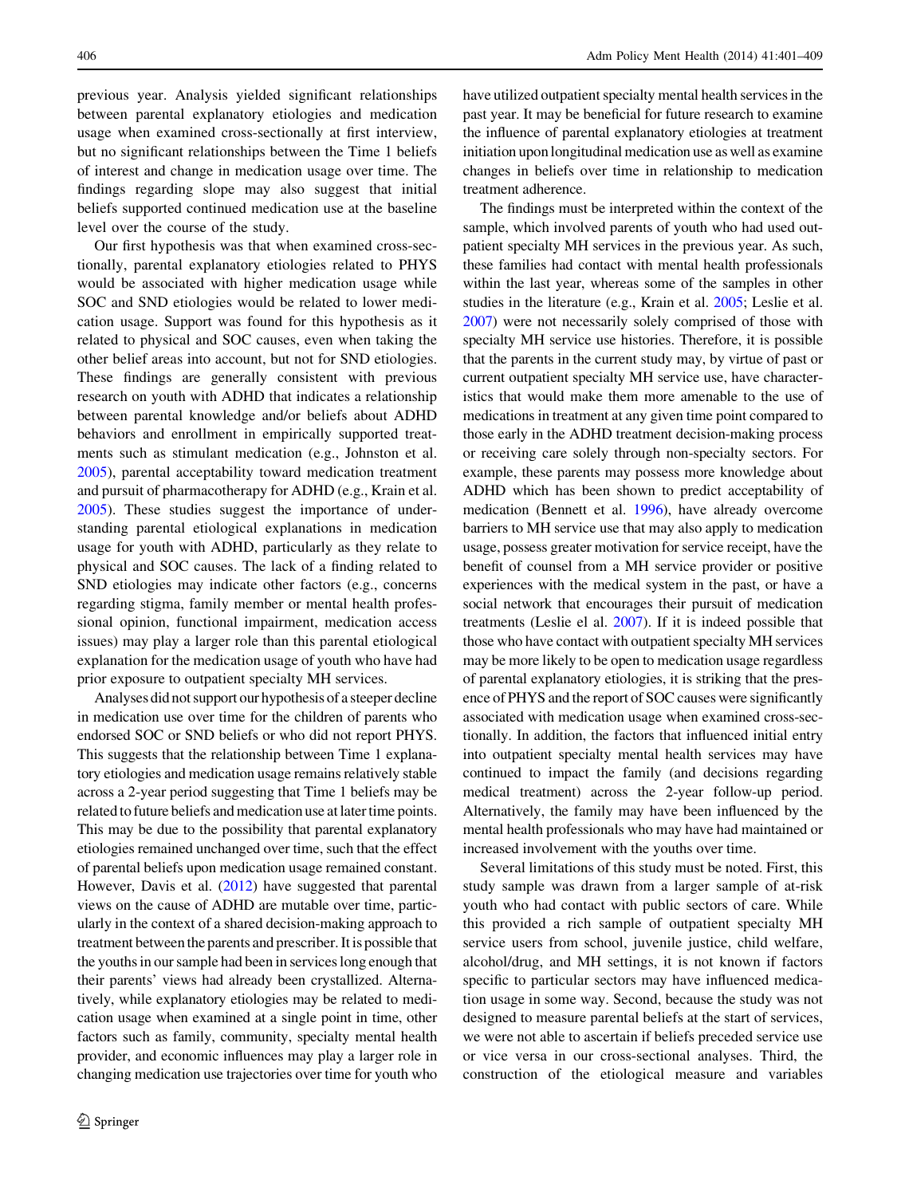previous year. Analysis yielded significant relationships between parental explanatory etiologies and medication usage when examined cross-sectionally at first interview, but no significant relationships between the Time 1 beliefs of interest and change in medication usage over time. The findings regarding slope may also suggest that initial beliefs supported continued medication use at the baseline level over the course of the study.

Our first hypothesis was that when examined cross-sectionally, parental explanatory etiologies related to PHYS would be associated with higher medication usage while SOC and SND etiologies would be related to lower medication usage. Support was found for this hypothesis as it related to physical and SOC causes, even when taking the other belief areas into account, but not for SND etiologies. These findings are generally consistent with previous research on youth with ADHD that indicates a relationship between parental knowledge and/or beliefs about ADHD behaviors and enrollment in empirically supported treatments such as stimulant medication (e.g., Johnston et al. 2005), parental acceptability toward medication treatment and pursuit of pharmacotherapy for ADHD (e.g., Krain et al. 2005). These studies suggest the importance of understanding parental etiological explanations in medication usage for youth with ADHD, particularly as they relate to physical and SOC causes. The lack of a finding related to SND etiologies may indicate other factors (e.g., concerns regarding stigma, family member or mental health professional opinion, functional impairment, medication access issues) may play a larger role than this parental etiological explanation for the medication usage of youth who have had prior exposure to outpatient specialty MH services.

Analyses did not support our hypothesis of a steeper decline in medication use over time for the children of parents who endorsed SOC or SND beliefs or who did not report PHYS. This suggests that the relationship between Time 1 explanatory etiologies and medication usage remains relatively stable across a 2-year period suggesting that Time 1 beliefs may be related to future beliefs and medication use at later time points. This may be due to the possibility that parental explanatory etiologies remained unchanged over time, such that the effect of parental beliefs upon medication usage remained constant. However, Davis et al. (2012) have suggested that parental views on the cause of ADHD are mutable over time, particularly in the context of a shared decision-making approach to treatment between the parents and prescriber. It is possible that the youths in our sample had been in services long enough that their parents' views had already been crystallized. Alternatively, while explanatory etiologies may be related to medication usage when examined at a single point in time, other factors such as family, community, specialty mental health provider, and economic influences may play a larger role in changing medication use trajectories over time for youth who have utilized outpatient specialty mental health services in the past year. It may be beneficial for future research to examine the influence of parental explanatory etiologies at treatment initiation upon longitudinal medication use as well as examine changes in beliefs over time in relationship to medication treatment adherence.

The findings must be interpreted within the context of the sample, which involved parents of youth who had used outpatient specialty MH services in the previous year. As such, these families had contact with mental health professionals within the last year, whereas some of the samples in other studies in the literature (e.g., Krain et al. 2005; Leslie et al. 2007) were not necessarily solely comprised of those with specialty MH service use histories. Therefore, it is possible that the parents in the current study may, by virtue of past or current outpatient specialty MH service use, have characteristics that would make them more amenable to the use of medications in treatment at any given time point compared to those early in the ADHD treatment decision-making process or receiving care solely through non-specialty sectors. For example, these parents may possess more knowledge about ADHD which has been shown to predict acceptability of medication (Bennett et al. 1996), have already overcome barriers to MH service use that may also apply to medication usage, possess greater motivation for service receipt, have the benefit of counsel from a MH service provider or positive experiences with the medical system in the past, or have a social network that encourages their pursuit of medication treatments (Leslie el al. 2007). If it is indeed possible that those who have contact with outpatient specialty MH services may be more likely to be open to medication usage regardless of parental explanatory etiologies, it is striking that the presence of PHYS and the report of SOC causes were significantly associated with medication usage when examined cross-sectionally. In addition, the factors that influenced initial entry into outpatient specialty mental health services may have continued to impact the family (and decisions regarding medical treatment) across the 2-year follow-up period. Alternatively, the family may have been influenced by the mental health professionals who may have had maintained or increased involvement with the youths over time.

Several limitations of this study must be noted. First, this study sample was drawn from a larger sample of at-risk youth who had contact with public sectors of care. While this provided a rich sample of outpatient specialty MH service users from school, juvenile justice, child welfare, alcohol/drug, and MH settings, it is not known if factors specific to particular sectors may have influenced medication usage in some way. Second, because the study was not designed to measure parental beliefs at the start of services, we were not able to ascertain if beliefs preceded service use or vice versa in our cross-sectional analyses. Third, the construction of the etiological measure and variables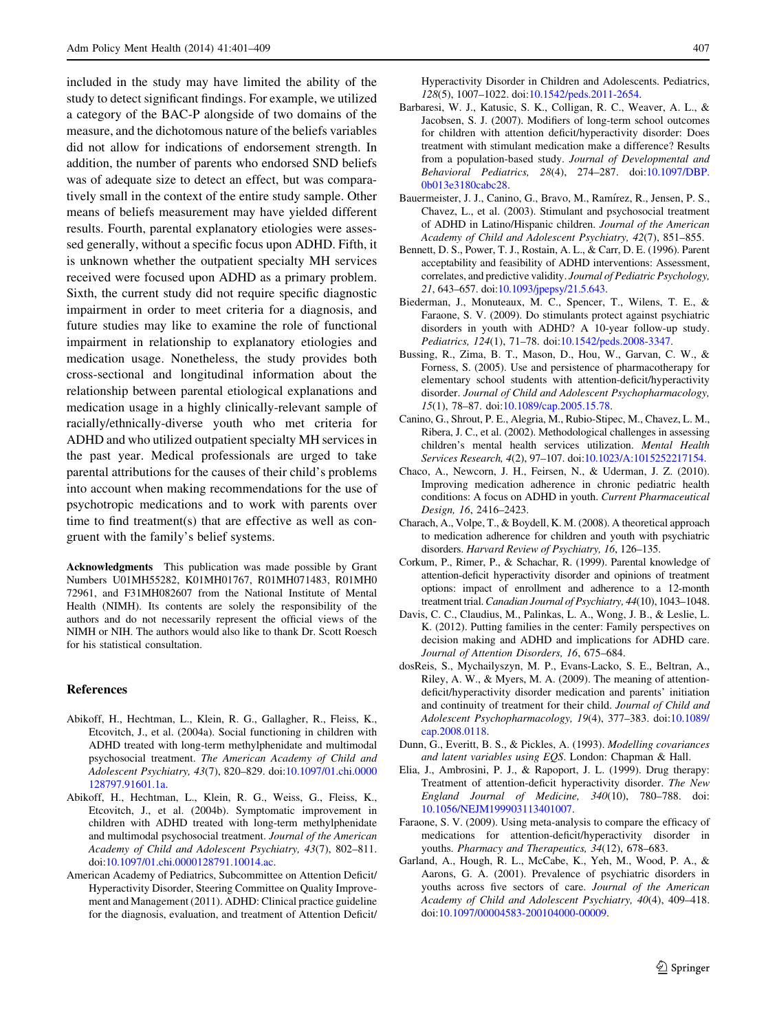included in the study may have limited the ability of the study to detect significant findings. For example, we utilized a category of the BAC-P alongside of two domains of the measure, and the dichotomous nature of the beliefs variables did not allow for indications of endorsement strength. In addition, the number of parents who endorsed SND beliefs was of adequate size to detect an effect, but was comparatively small in the context of the entire study sample. Other means of beliefs measurement may have yielded different results. Fourth, parental explanatory etiologies were assessed generally, without a specific focus upon ADHD. Fifth, it is unknown whether the outpatient specialty MH services received were focused upon ADHD as a primary problem. Sixth, the current study did not require specific diagnostic impairment in order to meet criteria for a diagnosis, and future studies may like to examine the role of functional impairment in relationship to explanatory etiologies and medication usage. Nonetheless, the study provides both cross-sectional and longitudinal information about the relationship between parental etiological explanations and medication usage in a highly clinically-relevant sample of racially/ethnically-diverse youth who met criteria for ADHD and who utilized outpatient specialty MH services in the past year. Medical professionals are urged to take parental attributions for the causes of their child's problems into account when making recommendations for the use of psychotropic medications and to work with parents over time to find treatment(s) that are effective as well as congruent with the family's belief systems.

**Acknowledgments** This publication was made possible by Grant Numbers U01MH55282, K01MH01767, R01MH071483, R01MH072961, and F31MH082607 from the National Institute of Mental Health (NIMH). Its contents are solely the responsibility of the authors and do not necessarily represent the official views of the NIMH or NIH. The authors would also like to thank Dr. Scott Roesch for his statistical consultation.

## References

Abikoff, H., Hechtman, L., Klein, R. G., Gallagher, R., Fleiss, K., Etcovitch, J., et al. (2004a). Social functioning in children with ADHD treated with long-term methylphenidate and multimodal psychosocial treatment. *The American Academy of Child and Adolescent Psychiatry, 43*(7), 820–829. doi:10.1097/01.chi.0000128797.91601.1a.

Abikoff, H., Hechtman, L., Klein, R. G., Weiss, G., Fleiss, K., Etcovitch, J., et al. (2004b). Symptomatic improvement in children with ADHD treated with long-term methylphenidate and multimodal psychosocial treatment. *Journal of the American Academy of Child and Adolescent Psychiatry, 43*(7), 802–811. doi:10.1097/01.chi.0000128791.10014.ac.

American Academy of Pediatrics, Subcommittee on Attention Deficit/Hyperactivity Disorder, Steering Committee on Quality Improvement and Management (2011). ADHD: Clinical practice guideline for the diagnosis, evaluation, and treatment of Attention Deficit/Hyperactivity Disorder in Children and Adolescents. Pediatrics, *128*(5), 1007–1022. doi:10.1542/peds.2011-2654.

Barbaresi, W. J., Katusic, S. K., Colligan, R. C., Weaver, A. L., & Jacobsen, S. J. (2007). Modifiers of long-term school outcomes for children with attention deficit/hyperactivity disorder: Does treatment with stimulant medication make a difference? Results from a population-based study. *Journal of Developmental and Behavioral Pediatrics, 28*(4), 274–287. doi:10.1097/DBP.0b013e3180cabc28.

Bauermeister, J. J., Canino, G., Bravo, M., Ramírez, R., Jensen, P. S., Chavez, L., et al. (2003). Stimulant and psychosocial treatment of ADHD in Latino/Hispanic children. *Journal of the American Academy of Child and Adolescent Psychiatry, 42*(7), 851–855.

Bennett, D. S., Power, T. J., Rostain, A. L., & Carr, D. E. (1996). Parent acceptability and feasibility of ADHD interventions: Assessment, correlates, and predictive validity. *Journal of Pediatric Psychology, 21*, 643–657. doi:10.1093/jpepsy/21.5.643.

Biederman, J., Monuteaux, M. C., Spencer, T., Wilens, T. E., & Faraone, S. V. (2009). Do stimulants protect against psychiatric disorders in youth with ADHD? A 10-year follow-up study. *Pediatrics, 124*(1), 71–78. doi:10.1542/peds.2008-3347.

Bussing, R., Zima, B. T., Mason, D., Hou, W., Garvan, C. W., & Forness, S. (2005). Use and persistence of pharmacotherapy for elementary school students with attention-deficit/hyperactivity disorder. *Journal of Child and Adolescent Psychopharmacology, 15*(1), 78–87. doi:10.1089/cap.2005.15.78.

Canino, G., Shrout, P. E., Alegria, M., Rubio-Stipec, M., Chavez, L. M., Ribera, J. C., et al. (2002). Methodological challenges in assessing children's mental health services utilization. *Mental Health Services Research, 4*(2), 97–107. doi:10.1023/A:1015252217154.

Chaco, A., Newcorn, J. H., Feirsen, N., & Uderman, J. Z. (2010). Improving medication adherence in chronic pediatric health conditions: A focus on ADHD in youth. *Current Pharmaceutical Design, 16*, 2416–2423.

Charach, A., Volpe, T., & Boydell, K. M. (2008). A theoretical approach to medication adherence for children and youth with psychiatric disorders. *Harvard Review of Psychiatry, 16*, 126–135.

Corkum, P., Rimer, P., & Schachar, R. (1999). Parental knowledge of attention-deficit hyperactivity disorder and opinions of treatment options: impact of enrollment and adherence to a 12-month treatment trial. *Canadian Journal of Psychiatry, 44*(10), 1043–1048.

Davis, C. C., Claudius, M., Palinkas, L. A., Wong, J. B., & Leslie, L. K. (2012). Putting families in the center: Family perspectives on decision making and ADHD and implications for ADHD care. *Journal of Attention Disorders, 16*, 675–684.

dosReis, S., Mychailyszyn, M. P., Evans-Lacko, S. E., Beltran, A., Riley, A. W., & Myers, M. A. (2009). The meaning of attention-deficit/hyperactivity disorder medication and parents' initiation and continuity of treatment for their child. *Journal of Child and Adolescent Psychopharmacology, 19*(4), 377–383. doi:10.1089/cap.2008.0118.

Dunn, G., Everitt, B. S., & Pickles, A. (1993). *Modelling covariances and latent variables using EQS*. London: Chapman & Hall.

Elia, J., Ambrosini, P. J., & Rapoport, J. L. (1999). Drug therapy: Treatment of attention-deficit hyperactivity disorder. *The New England Journal of Medicine, 340*(10), 780–788. doi:10.1056/NEJM199903113401007.

Faraone, S. V. (2009). Using meta-analysis to compare the efficacy of medications for attention-deficit/hyperactivity disorder in youths. *Pharmacy and Therapeutics, 34*(12), 678–683.

Garland, A., Hough, R. L., McCabe, K., Yeh, M., Wood, P. A., & Aarons, G. A. (2001). Prevalence of psychiatric disorders in youths across five sectors of care. *Journal of the American Academy of Child and Adolescent Psychiatry, 40*(4), 409–418. doi:10.1097/00004583-200104000-00009.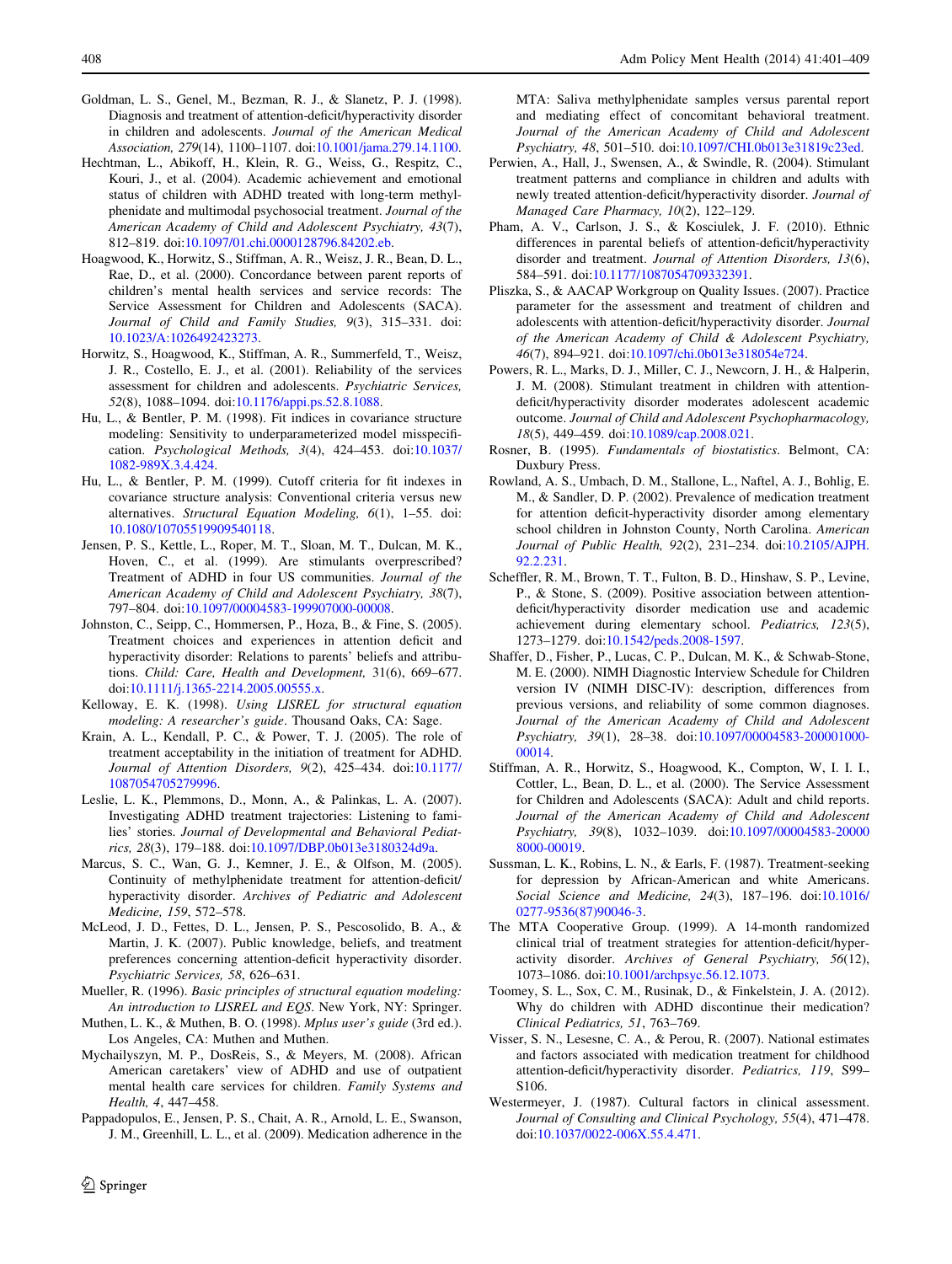Goldman, L. S., Genel, M., Bezman, R. J., & Slanetz, P. J. (1998). Diagnosis and treatment of attention-deficit/hyperactivity disorder in children and adolescents. *Journal of the American Medical Association, 279*(14), 1100–1107. doi:10.1001/jama.279.14.1100.

Hechtman, L., Abikoff, H., Klein, R. G., Weiss, G., Respitz, C., Kouri, J., et al. (2004). Academic achievement and emotional status of children with ADHD treated with long-term methylphenidate and multimodal psychosocial treatment. *Journal of the American Academy of Child and Adolescent Psychiatry, 43*(7), 812–819. doi:10.1097/01.chi.0000128796.84202.eb.

Hoagwood, K., Horwitz, S., Stiffman, A. R., Weisz, J. R., Bean, D. L., Rae, D., et al. (2000). Concordance between parent reports of children's mental health services and service records: The Service Assessment for Children and Adolescents (SACA). *Journal of Child and Family Studies, 9*(3), 315–331. doi:10.1023/A:1026492423273.

Horwitz, S., Hoagwood, K., Stiffman, A. R., Summerfeld, T., Weisz, J. R., Costello, E. J., et al. (2001). Reliability of the services assessment for children and adolescents. *Psychiatric Services, 52*(8), 1088–1094. doi:10.1176/appi.ps.52.8.1088.

Hu, L., & Bentler, P. M. (1998). Fit indices in covariance structure modeling: Sensitivity to underparameterized model misspecification. *Psychological Methods, 3*(4), 424–453. doi:10.1037/1082-989X.3.4.424.

Hu, L., & Bentler, P. M. (1999). Cutoff criteria for fit indexes in covariance structure analysis: Conventional criteria versus new alternatives. *Structural Equation Modeling, 6*(1), 1–55. doi:10.1080/10705519909540118.

Jensen, P. S., Kettle, L., Roper, M. T., Sloan, M. T., Dulcan, M. K., Hoven, C., et al. (1999). Are stimulants overprescribed? Treatment of ADHD in four US communities. *Journal of the American Academy of Child and Adolescent Psychiatry, 38*(7), 797–804. doi:10.1097/00004583-199907000-00008.

Johnston, C., Seipp, C., Hommersen, P., Hoza, B., & Fine, S. (2005). Treatment choices and experiences in attention deficit and hyperactivity disorder: Relations to parents' beliefs and attributions. *Child: Care, Health and Development,* 31(6), 669–677. doi:10.1111/j.1365-2214.2005.00555.x.

Kelloway, E. K. (1998). *Using LISREL for structural equation modeling: A researcher's guide*. Thousand Oaks, CA: Sage.

Krain, A. L., Kendall, P. C., & Power, T. J. (2005). The role of treatment acceptability in the initiation of treatment for ADHD. *Journal of Attention Disorders, 9*(2), 425–434. doi:10.1177/1087054705279996.

Leslie, L. K., Plemmons, D., Monn, A., & Palinkas, L. A. (2007). Investigating ADHD treatment trajectories: Listening to families' stories. *Journal of Developmental and Behavioral Pediatrics, 28*(3), 179–188. doi:10.1097/DBP.0b013e3180324d9a.

Marcus, S. C., Wan, G. J., Kemner, J. E., & Olfson, M. (2005). Continuity of methylphenidate treatment for attention-deficit/hyperactivity disorder. *Archives of Pediatric and Adolescent Medicine, 159*, 572–578.

McLeod, J. D., Fettes, D. L., Jensen, P. S., Pescosolido, B. A., & Martin, J. K. (2007). Public knowledge, beliefs, and treatment preferences concerning attention-deficit hyperactivity disorder. *Psychiatric Services, 58*, 626–631.

Mueller, R. (1996). *Basic principles of structural equation modeling: An introduction to LISREL and EQS*. New York, NY: Springer.

Muthen, L. K., & Muthen, B. O. (1998). *Mplus user's guide* (3rd ed.). Los Angeles, CA: Muthen and Muthen.

Mychailyszyn, M. P., DosReis, S., & Meyers, M. (2008). African American caretakers' view of ADHD and use of outpatient mental health care services for children. *Family Systems and Health, 4*, 447–458.

Pappadopulos, E., Jensen, P. S., Chait, A. R., Arnold, L. E., Swanson, J. M., Greenhill, L. L., et al. (2009). Medication adherence in the MTA: Saliva methylphenidate samples versus parental report and mediating effect of concomitant behavioral treatment. *Journal of the American Academy of Child and Adolescent Psychiatry, 48*, 501–510. doi:10.1097/CHI.0b013e31819c23ed.

Perwien, A., Hall, J., Swensen, A., & Swindle, R. (2004). Stimulant treatment patterns and compliance in children and adults with newly treated attention-deficit/hyperactivity disorder. *Journal of Managed Care Pharmacy, 10*(2), 122–129.

Pham, A. V., Carlson, J. S., & Kosciulek, J. F. (2010). Ethnic differences in parental beliefs of attention-deficit/hyperactivity disorder and treatment. *Journal of Attention Disorders, 13*(6), 584–591. doi:10.1177/1087054709332391.

Pliszka, S., & AACAP Workgroup on Quality Issues. (2007). Practice parameter for the assessment and treatment of children and adolescents with attention-deficit/hyperactivity disorder. *Journal of the American Academy of Child & Adolescent Psychiatry, 46*(7), 894–921. doi:10.1097/chi.0b013e318054e724.

Powers, R. L., Marks, D. J., Miller, C. J., Newcorn, J. H., & Halperin, J. M. (2008). Stimulant treatment in children with attention-deficit/hyperactivity disorder moderates adolescent academic outcome. *Journal of Child and Adolescent Psychopharmacology, 18*(5), 449–459. doi:10.1089/cap.2008.021.

Rosner, B. (1995). *Fundamentals of biostatistics*. Belmont, CA: Duxbury Press.

Rowland, A. S., Umbach, D. M., Stallone, L., Naftel, A. J., Bohlig, E. M., & Sandler, D. P. (2002). Prevalence of medication treatment for attention deficit-hyperactivity disorder among elementary school children in Johnston County, North Carolina. *American Journal of Public Health, 92*(2), 231–234. doi:10.2105/AJPH.92.2.231.

Scheffler, R. M., Brown, T. T., Fulton, B. D., Hinshaw, S. P., Levine, P., & Stone, S. (2009). Positive association between attention-deficit/hyperactivity disorder medication use and academic achievement during elementary school. *Pediatrics, 123*(5), 1273–1279. doi:10.1542/peds.2008-1597.

Shaffer, D., Fisher, P., Lucas, C. P., Dulcan, M. K., & Schwab-Stone, M. E. (2000). NIMH Diagnostic Interview Schedule for Children version IV (NIMH DISC-IV): description, differences from previous versions, and reliability of some common diagnoses. *Journal of the American Academy of Child and Adolescent Psychiatry, 39*(1), 28–38. doi:10.1097/00004583-200001000-00014.

Stiffman, A. R., Horwitz, S., Hoagwood, K., Compton, W, I. I. I., Cottler, L., Bean, D. L., et al. (2000). The Service Assessment for Children and Adolescents (SACA): Adult and child reports. *Journal of the American Academy of Child and Adolescent Psychiatry, 39*(8), 1032–1039. doi:10.1097/00004583-200008000-00019.

Sussman, L. K., Robins, L. N., & Earls, F. (1987). Treatment-seeking for depression by African-American and white Americans. *Social Science and Medicine, 24*(3), 187–196. doi:10.1016/0277-9536(87)90046-3.

The MTA Cooperative Group. (1999). A 14-month randomized clinical trial of treatment strategies for attention-deficit/hyperactivity disorder. *Archives of General Psychiatry, 56*(12), 1073–1086. doi:10.1001/archpsyc.56.12.1073.

Toomey, S. L., Sox, C. M., Rusinak, D., & Finkelstein, J. A. (2012). Why do children with ADHD discontinue their medication? *Clinical Pediatrics, 51*, 763–769.

Visser, S. N., Lesesne, C. A., & Perou, R. (2007). National estimates and factors associated with medication treatment for childhood attention-deficit/hyperactivity disorder. *Pediatrics, 119*, S99–S106.

Westermeyer, J. (1987). Cultural factors in clinical assessment. *Journal of Consulting and Clinical Psychology, 55*(4), 471–478. doi:10.1037/0022-006X.55.4.471.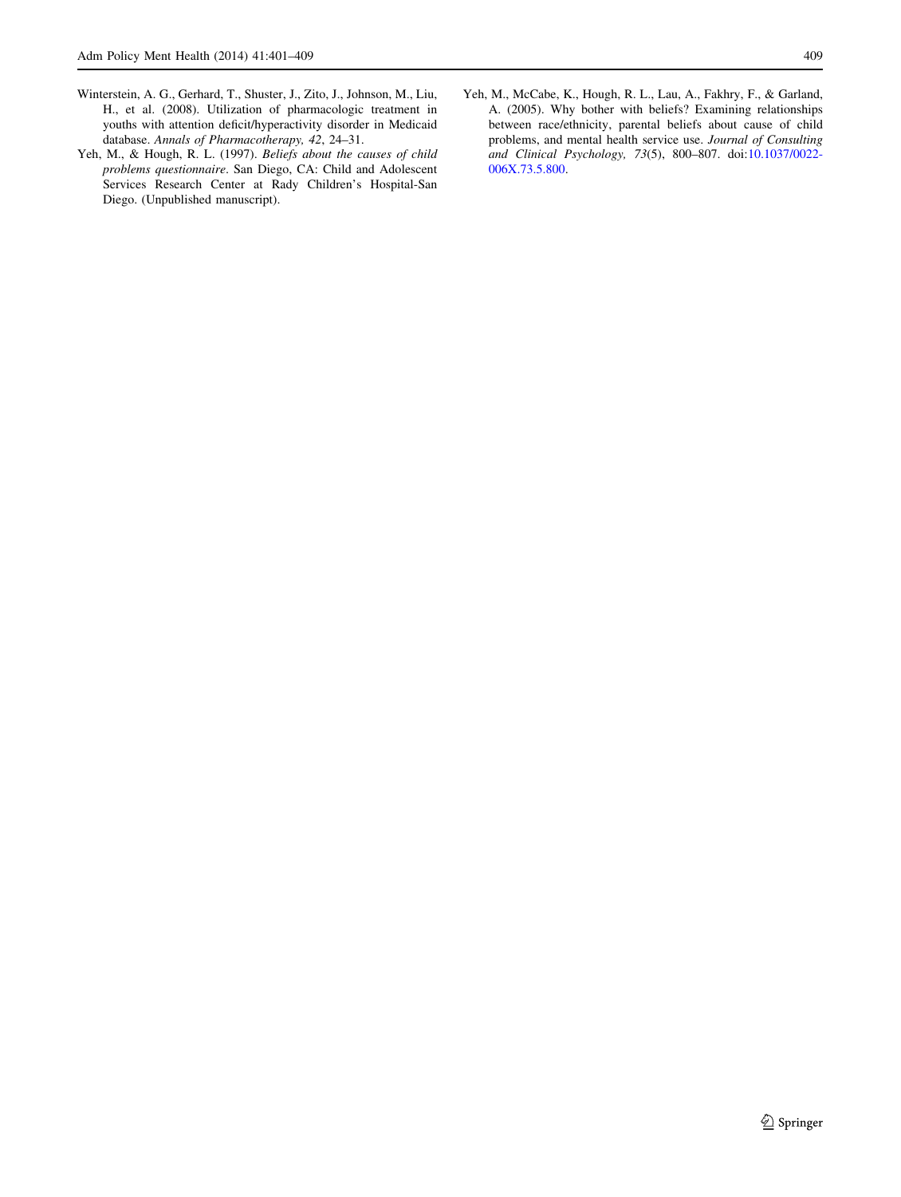Winterstein, A. G., Gerhard, T., Shuster, J., Zito, J., Johnson, M., Liu, H., et al. (2008). Utilization of pharmacologic treatment in youths with attention deficit/hyperactivity disorder in Medicaid database. *Annals of Pharmacotherapy, 42*, 24–31.

Yeh, M., & Hough, R. L. (1997). *Beliefs about the causes of child problems questionnaire*. San Diego, CA: Child and Adolescent Services Research Center at Rady Children's Hospital-San Diego. (Unpublished manuscript).

Yeh, M., McCabe, K., Hough, R. L., Lau, A., Fakhry, F., & Garland, A. (2005). Why bother with beliefs? Examining relationships between race/ethnicity, parental beliefs about cause of child problems, and mental health service use. *Journal of Consulting and Clinical Psychology, 73*(5), 800–807. doi:10.1037/0022-006X.73.5.800.